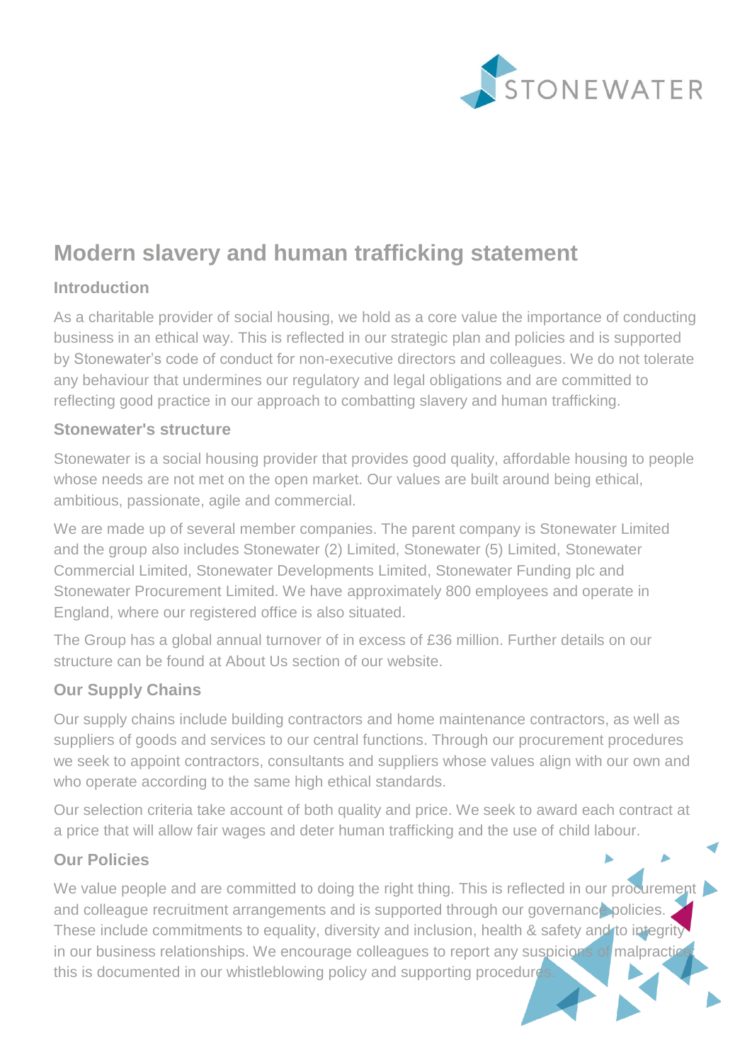# Modern slavery and human trafficking statement

## Introduction

As a charitable provider of social housing, we hold as a core value the importance of conducting business in an ethical way. This is reflected in our strategic plan and policies and is supported by Stonewater's code of conduct for non-executive directors and colleagues. We do not tolerate any behaviour that undermines our regulatory and legal obligations and are committed to reflecting good practice in our approach to combatting slavery and human trafficking.

## Stonewater's structure

Stonewater is a social housing provider that provides good quality, affordable housing to people whose needs are not met on the open market. Our values are built around being ethical, ambitious, passionate, agile and commercial.

We are made up of several member companies. The parent company is Stonewater Limited and the group also includes Stonewater (2) Limited, Stonewater (5) Limited, Stonewater Commercial Limited, Stonewater Developments Limited, Stonewater Funding plc and Stonewater Procurement Limited. We have approximately 800 employees and operate in England, where our registered office is also situated.

The Group has a global annual turnover of in excess of £36 million. Further details on our structure can be found at About Us section of our website.

## Our Supply Chains

Our supply chains include building contractors and home maintenance contractors, as well as suppliers of goods and services to our central functions. Through our procurement procedures we seek to appoint contractors, consultants and suppliers whose values align with our own and who operate according to the same high ethical standards.

Our selection criteria take account of both quality and price. We seek to award each contract at a price that will allow fair wages and deter human trafficking and the use of child labour.

## Our Policies

We value people and are committed to doing the right thing. This is reflected in our procurement and colleague recruitment arrangements and is supported through our governance policies. These include commitments to equality, diversity and inclusion, health & safety and to integrity in our business relationships. We encourage colleagues to report any suspicions of malpractice; this is documented in our whistleblowing policy and supporting procedures.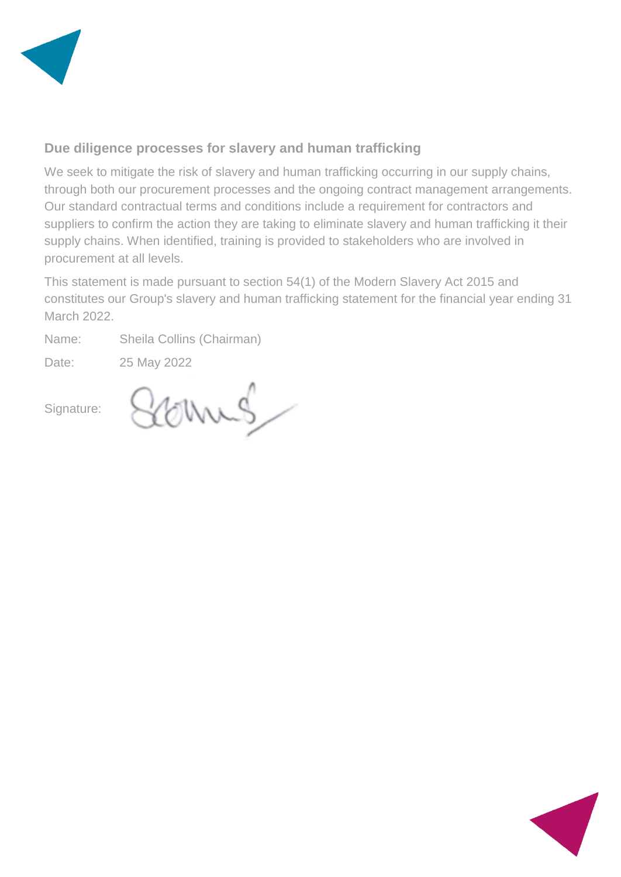## Due diligence processes for slavery and human trafficking

We seek to mitigate the risk of slavery and human trafficking occurring in our supply chains, through both our procurement processes and the ongoing contract management arrangements. Our standard contractual terms and conditions include a requirement for contractors and suppliers to confirm the action they are taking to eliminate slavery and human trafficking it their supply chains. When identified, training is provided to stakeholders who are involved in procurement at all levels.

This statement is made pursuant to section 54(1) of the Modern Slavery Act 2015 and constitutes our Group's slavery and human trafficking statement for the financial year ending 31 March 2022.

Name: Sheila Collins (Chairman)

Date: 25 May 2022

Signature: